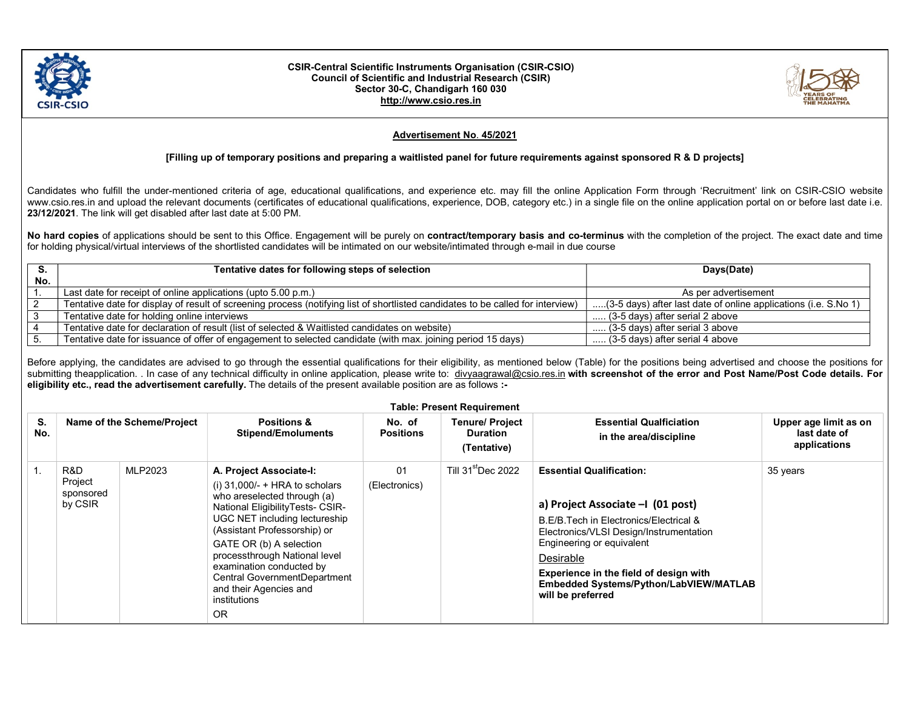**CSIR-Central Scientific Instruments Organisation (CSIR-CSIO)**
**Council of Scientific and Industrial Research (CSIR)**
**Sector 30-C, Chandigarh 160 030**
**http://www.csio.res.in**

## Advertisement No. 45/2021

**[Filling up of temporary positions and preparing a waitlisted panel for future requirements against sponsored R & D projects]**

Candidates who fulfill the under-mentioned criteria of age, educational qualifications, and experience etc. may fill the online Application Form through 'Recruitment' link on CSIR-CSIO website www.csio.res.in and upload the relevant documents (certificates of educational qualifications, experience, DOB, category etc.) in a single file on the online application portal on or before last date i.e. **23/12/2021**. The link will get disabled after last date at 5:00 PM.

**No hard copies** of applications should be sent to this Office. Engagement will be purely on **contract/temporary basis and co-terminus** with the completion of the project. The exact date and time for holding physical/virtual interviews of the shortlisted candidates will be intimated on our website/intimated through e-mail in due course

| S. No. | Tentative dates for following steps of selection | Days(Date) |
|---|---|---|
| 1. | Last date for receipt of online applications (upto 5.00 p.m.) | As per advertisement |
| 2 | Tentative date for display of result of screening process (notifying list of shortlisted candidates to be called for interview) | .....(3-5 days) after last date of online applications (i.e. S.No 1) |
| 3 | Tentative date for holding online interviews | ..... (3-5 days) after serial 2 above |
| 4 | Tentative date for declaration of result (list of selected & Waitlisted candidates on website) | ..... (3-5 days) after serial 3 above |
| 5. | Tentative date for issuance of offer of engagement to selected candidate (with max. joining period 15 days) | ..... (3-5 days) after serial 4 above |

Before applying, the candidates are advised to go through the essential qualifications for their eligibility, as mentioned below (Table) for the positions being advertised and choose the positions for submitting theapplication. . In case of any technical difficulty in online application, please write to: divyaagrawal@csio.res.in **with screenshot of the error and Post Name/Post Code details. For eligibility etc., read the advertisement carefully.** The details of the present available position are as follows **:-**

**Table: Present Requirement**

| S. No. | Name of the Scheme/Project | | Positions & Stipend/Emoluments | No. of Positions | Tenure/ Project Duration (Tentative) | Essential Qualficiation in the area/discipline | Upper age limit as on last date of applications |
|---|---|---|---|---|---|---|---|
| 1. | R&D Project sponsored by CSIR | MLP2023 | **A. Project Associate-I:** (i) 31,000/- + HRA to scholars who areselected through (a) National EligibilityTests- CSIR-UGC NET including lectureship (Assistant Professorship) or GATE OR (b) A selection processthrough National level examination conducted by Central GovernmentDepartment and their Agencies and institutions OR | 01 (Electronics) | Till 31st Dec 2022 | **Essential Qualification:** **a) Project Associate –I (01 post)** B.E/B.Tech in Electronics/Electrical & Electronics/VLSI Design/Instrumentation Engineering or equivalent Desirable **Experience in the field of design with Embedded Systems/Python/LabVIEW/MATLAB will be preferred** | 35 years |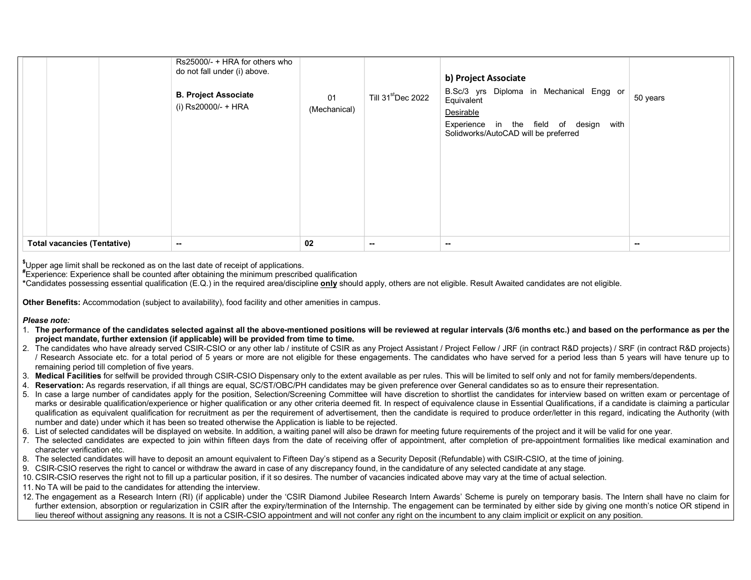| | | | | | | | |
|---|---|---|---|---|---|---|---|
| | | | Rs25000/- + HRA for others who do not fall under (i) above.<br><br>**B. Project Associate**<br>(i) Rs20000/- + HRA | 01 (Mechanical) | Till 31[st] Dec 2022 | **b) Project Associate**<br>B.Sc/3 yrs Diploma in Mechanical Engg or Equivalent<br>Desirable<br>Experience in the field of design with Solidworks/AutoCAD will be preferred | 50 years |
| **Total vacancies (Tentative)** | | | -- | 02 | -- | -- | -- |

[$]Upper age limit shall be reckoned as on the last date of receipt of applications.
[#]Experience: Experience shall be counted after obtaining the minimum prescribed qualification
*Candidates possessing essential qualification (E.Q.) in the required area/discipline **only** should apply, others are not eligible. Result Awaited candidates are not eligible.

**Other Benefits:** Accommodation (subject to availability), food facility and other amenities in campus.

***Please note:***

1. **The performance of the candidates selected against all the above-mentioned positions will be reviewed at regular intervals (3/6 months etc.) and based on the performance as per the project mandate, further extension (if applicable) will be provided from time to time.**
2. The candidates who have already served CSIR-CSIO or any other lab / institute of CSIR as any Project Assistant / Project Fellow / JRF (in contract R&D projects) / SRF (in contract R&D projects) / Research Associate etc. for a total period of 5 years or more are not eligible for these engagements. The candidates who have served for a period less than 5 years will have tenure up to remaining period till completion of five years.
3. **Medical Facilities** for selfwill be provided through CSIR-CSIO Dispensary only to the extent available as per rules. This will be limited to self only and not for family members/dependents.
4. **Reservation:** As regards reservation, if all things are equal, SC/ST/OBC/PH candidates may be given preference over General candidates so as to ensure their representation.
5. In case a large number of candidates apply for the position, Selection/Screening Committee will have discretion to shortlist the candidates for interview based on written exam or percentage of marks or desirable qualification/experience or higher qualification or any other criteria deemed fit. In respect of equivalence clause in Essential Qualifications, if a candidate is claiming a particular qualification as equivalent qualification for recruitment as per the requirement of advertisement, then the candidate is required to produce order/letter in this regard, indicating the Authority (with number and date) under which it has been so treated otherwise the Application is liable to be rejected.
6. List of selected candidates will be displayed on website. In addition, a waiting panel will also be drawn for meeting future requirements of the project and it will be valid for one year.
7. The selected candidates are expected to join within fifteen days from the date of receiving offer of appointment, after completion of pre-appointment formalities like medical examination and character verification etc.
8. The selected candidates will have to deposit an amount equivalent to Fifteen Day's stipend as a Security Deposit (Refundable) with CSIR-CSIO, at the time of joining.
9. CSIR-CSIO reserves the right to cancel or withdraw the award in case of any discrepancy found, in the candidature of any selected candidate at any stage.
10. CSIR-CSIO reserves the right not to fill up a particular position, if it so desires. The number of vacancies indicated above may vary at the time of actual selection.
11. No TA will be paid to the candidates for attending the interview.
12. The engagement as a Research Intern (RI) (if applicable) under the 'CSIR Diamond Jubilee Research Intern Awards' Scheme is purely on temporary basis. The Intern shall have no claim for further extension, absorption or regularization in CSIR after the expiry/termination of the Internship. The engagement can be terminated by either side by giving one month's notice OR stipend in lieu thereof without assigning any reasons. It is not a CSIR-CSIO appointment and will not confer any right on the incumbent to any claim implicit or explicit on any position.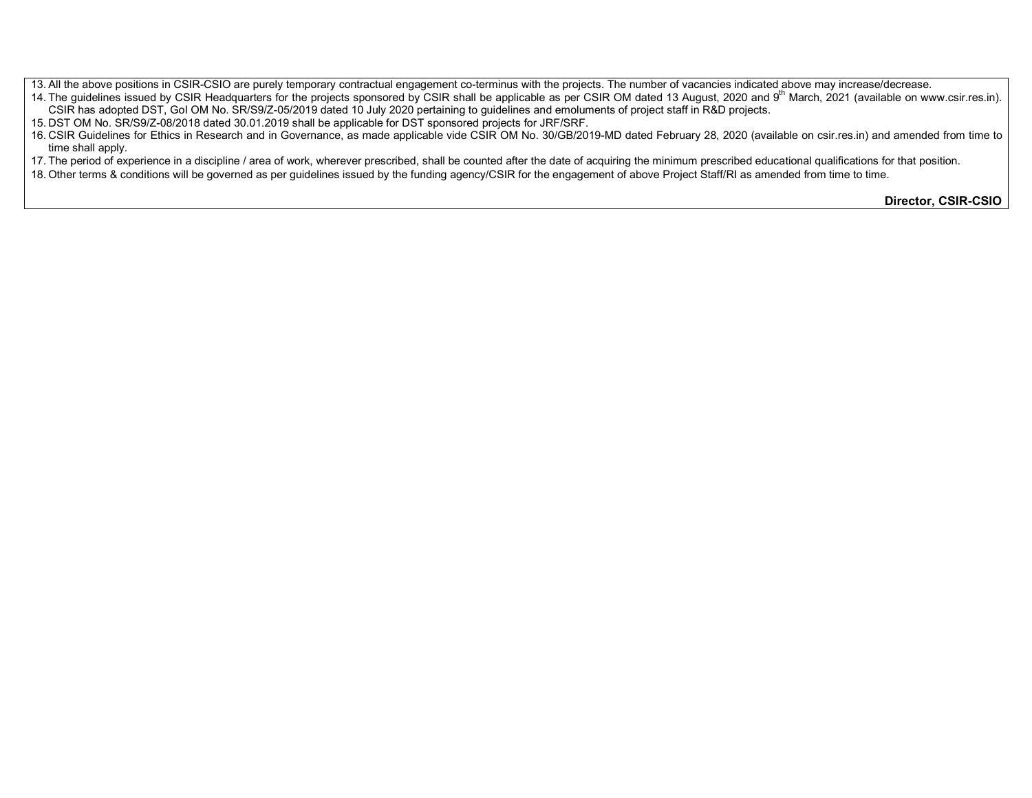13. All the above positions in CSIR-CSIO are purely temporary contractual engagement co-terminus with the projects. The number of vacancies indicated above may increase/decrease.
14. The guidelines issued by CSIR Headquarters for the projects sponsored by CSIR shall be applicable as per CSIR OM dated 13 August, 2020 and 9th March, 2021 (available on www.csir.res.in). CSIR has adopted DST, GoI OM No. SR/S9/Z-05/2019 dated 10 July 2020 pertaining to guidelines and emoluments of project staff in R&D projects.
15. DST OM No. SR/S9/Z-08/2018 dated 30.01.2019 shall be applicable for DST sponsored projects for JRF/SRF.
16. CSIR Guidelines for Ethics in Research and in Governance, as made applicable vide CSIR OM No. 30/GB/2019-MD dated February 28, 2020 (available on csir.res.in) and amended from time to time shall apply.
17. The period of experience in a discipline / area of work, wherever prescribed, shall be counted after the date of acquiring the minimum prescribed educational qualifications for that position.
18. Other terms & conditions will be governed as per guidelines issued by the funding agency/CSIR for the engagement of above Project Staff/RI as amended from time to time.

**Director, CSIR-CSIO**